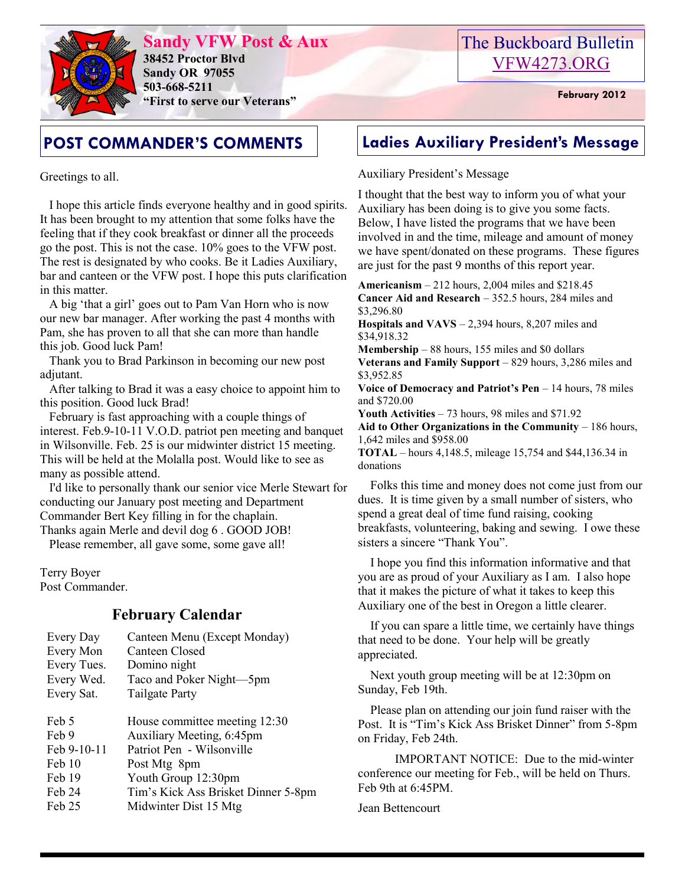# Sandy VFW Post & Aux

**38452 Proctor Blvd**
**Sandy OR 97055**
**503-668-5211**
**"First to serve our Veterans"**

The Buckboard Bulletin
VFW4273.ORG

**February 2012**

## POST COMMANDER'S COMMENTS

Greetings to all.

I hope this article finds everyone healthy and in good spirits. It has been brought to my attention that some folks have the feeling that if they cook breakfast or dinner all the proceeds go the post. This is not the case. 10% goes to the VFW post. The rest is designated by who cooks. Be it Ladies Auxiliary, bar and canteen or the VFW post. I hope this puts clarification in this matter.

A big 'that a girl' goes out to Pam Van Horn who is now our new bar manager. After working the past 4 months with Pam, she has proven to all that she can more than handle this job. Good luck Pam!

Thank you to Brad Parkinson in becoming our new post adjutant.

After talking to Brad it was a easy choice to appoint him to this position. Good luck Brad!

February is fast approaching with a couple things of interest. Feb.9-10-11 V.O.D. patriot pen meeting and banquet in Wilsonville. Feb. 25 is our midwinter district 15 meeting. This will be held at the Molalla post. Would like to see as many as possible attend.

I'd like to personally thank our senior vice Merle Stewart for conducting our January post meeting and Department Commander Bert Key filling in for the chaplain.
Thanks again Merle and devil dog 6 . GOOD JOB!

Please remember, all gave some, some gave all!

Terry Boyer
Post Commander.

## February Calendar

| | |
|---|---|
| Every Day | Canteen Menu (Except Monday) |
| Every Mon | Canteen Closed |
| Every Tues. | Domino night |
| Every Wed. | Taco and Poker Night—5pm |
| Every Sat. | Tailgate Party |
| Feb 5 | House committee meeting 12:30 |
| Feb 9 | Auxiliary Meeting, 6:45pm |
| Feb 9-10-11 | Patriot Pen - Wilsonville |
| Feb 10 | Post Mtg 8pm |
| Feb 19 | Youth Group 12:30pm |
| Feb 24 | Tim's Kick Ass Brisket Dinner 5-8pm |
| Feb 25 | Midwinter Dist 15 Mtg |

## Ladies Auxiliary President's Message

Auxiliary President's Message

I thought that the best way to inform you of what your Auxiliary has been doing is to give you some facts. Below, I have listed the programs that we have been involved in and the time, mileage and amount of money we have spent/donated on these programs. These figures are just for the past 9 months of this report year.

**Americanism** – 212 hours, 2,004 miles and $218.45
**Cancer Aid and Research** – 352.5 hours, 284 miles and $3,296.80
**Hospitals and VAVS** – 2,394 hours, 8,207 miles and $34,918.32
**Membership** – 88 hours, 155 miles and $0 dollars
**Veterans and Family Support** – 829 hours, 3,286 miles and $3,952.85
**Voice of Democracy and Patriot's Pen** – 14 hours, 78 miles and $720.00
**Youth Activities** – 73 hours, 98 miles and $71.92
**Aid to Other Organizations in the Community** – 186 hours, 1,642 miles and $958.00
**TOTAL** – hours 4,148.5, mileage 15,754 and $44,136.34 in donations

Folks this time and money does not come just from our dues. It is time given by a small number of sisters, who spend a great deal of time fund raising, cooking breakfasts, volunteering, baking and sewing. I owe these sisters a sincere "Thank You".

I hope you find this information informative and that you are as proud of your Auxiliary as I am. I also hope that it makes the picture of what it takes to keep this Auxiliary one of the best in Oregon a little clearer.

If you can spare a little time, we certainly have things that need to be done. Your help will be greatly appreciated.

Next youth group meeting will be at 12:30pm on Sunday, Feb 19th.

Please plan on attending our join fund raiser with the Post. It is "Tim's Kick Ass Brisket Dinner" from 5-8pm on Friday, Feb 24th.

IMPORTANT NOTICE: Due to the mid-winter conference our meeting for Feb., will be held on Thurs. Feb 9th at 6:45PM.

Jean Bettencourt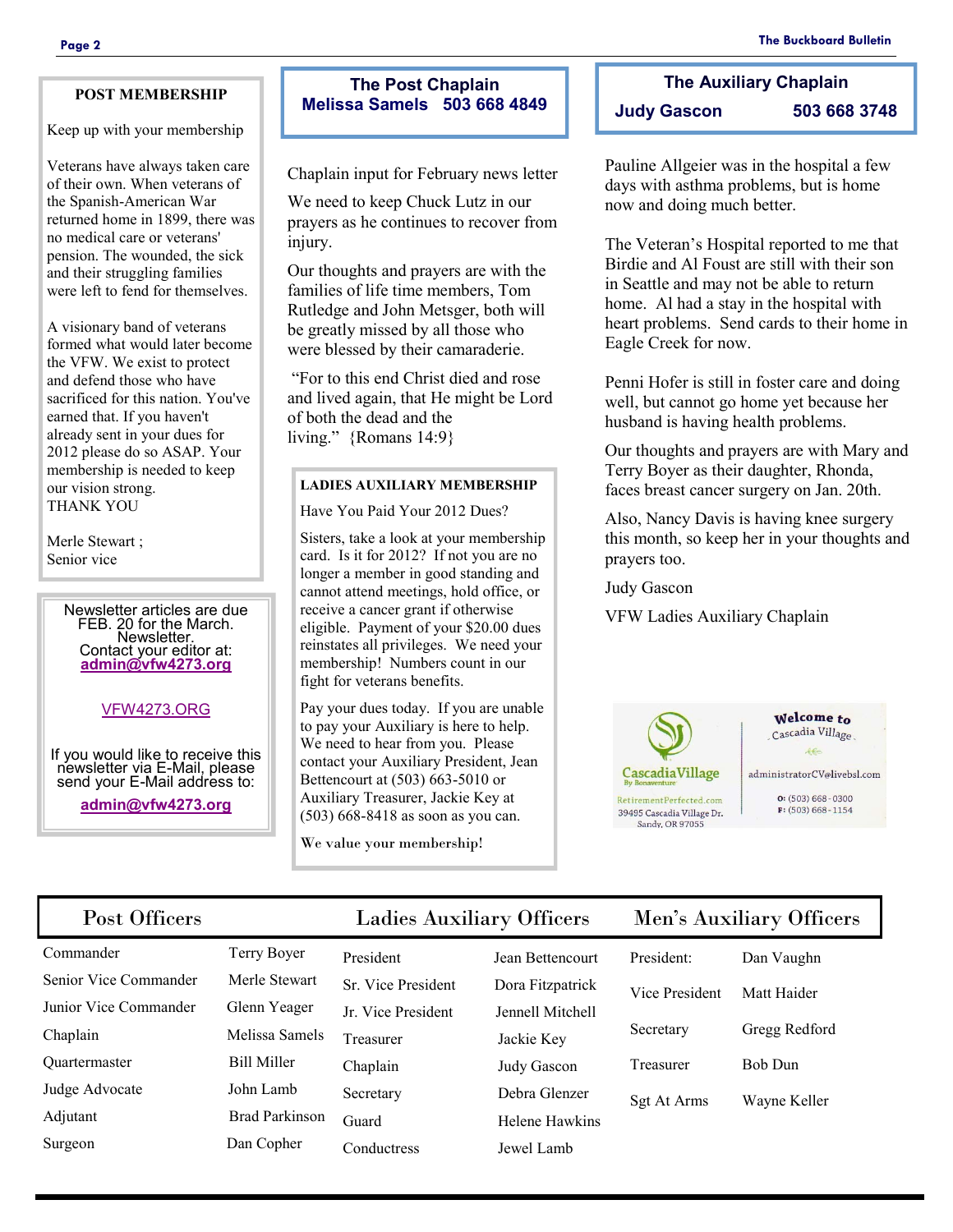## POST MEMBERSHIP

Keep up with your membership

Veterans have always taken care of their own. When veterans of the Spanish-American War returned home in 1899, there was no medical care or veterans' pension. The wounded, the sick and their struggling families were left to fend for themselves.

A visionary band of veterans formed what would later become the VFW. We exist to protect and defend those who have sacrificed for this nation. You've earned that. If you haven't already sent in your dues for 2012 please do so ASAP. Your membership is needed to keep our vision strong.
THANK YOU

Merle Stewart ;
Senior vice

Newsletter articles are due FEB. 20 for the March. Newsletter.
Contact your editor at:
**admin@vfw4273.org**

VFW4273.ORG

If you would like to receive this newsletter via E-Mail, please send your E-Mail address to:
**admin@vfw4273.org**

## The Post Chaplain
**Melissa Samels 503 668 4849**

Chaplain input for February news letter

We need to keep Chuck Lutz in our prayers as he continues to recover from injury.

Our thoughts and prayers are with the families of life time members, Tom Rutledge and John Metsger, both will be greatly missed by all those who were blessed by their camaraderie.

"For to this end Christ died and rose and lived again, that He might be Lord of both the dead and the living." {Romans 14:9}

## LADIES AUXILIARY MEMBERSHIP

Have You Paid Your 2012 Dues?

Sisters, take a look at your membership card. Is it for 2012? If not you are no longer a member in good standing and cannot attend meetings, hold office, or receive a cancer grant if otherwise eligible. Payment of your $20.00 dues reinstates all privileges. We need your membership! Numbers count in our fight for veterans benefits.

Pay your dues today. If you are unable to pay your Auxiliary is here to help. We need to hear from you. Please contact your Auxiliary President, Jean Bettencourt at (503) 663-5010 or Auxiliary Treasurer, Jackie Key at (503) 668-8418 as soon as you can.

We value your membership!

## The Auxiliary Chaplain
**Judy Gascon 503 668 3748**

Pauline Allgeier was in the hospital a few days with asthma problems, but is home now and doing much better.

The Veteran's Hospital reported to me that Birdie and Al Foust are still with their son in Seattle and may not be able to return home. Al had a stay in the hospital with heart problems. Send cards to their home in Eagle Creek for now.

Penni Hofer is still in foster care and doing well, but cannot go home yet because her husband is having health problems.

Our thoughts and prayers are with Mary and Terry Boyer as their daughter, Rhonda, faces breast cancer surgery on Jan. 20th.

Also, Nancy Davis is having knee surgery this month, so keep her in your thoughts and prayers too.

Judy Gascon

VFW Ladies Auxiliary Chaplain

CascadiaVillage By Bonaventure
RetirementPerfected.com
39495 Cascadia Village Dr.
Sandy, OR 97055

Welcome to Cascadia Village
administratorCV@livebsl.com
O: (503) 668-0300
F: (503) 668-1154

| Post Officers | | Ladies Auxiliary Officers | | Men's Auxiliary Officers | |
|---|---|---|---|---|---|
| Commander | Terry Boyer | President | Jean Bettencourt | President: | Dan Vaughn |
| Senior Vice Commander | Merle Stewart | Sr. Vice President | Dora Fitzpatrick | Vice President | Matt Haider |
| Junior Vice Commander | Glenn Yeager | Jr. Vice President | Jennell Mitchell | Secretary | Gregg Redford |
| Chaplain | Melissa Samels | Treasurer | Jackie Key | Treasurer | Bob Dun |
| Quartermaster | Bill Miller | Chaplain | Judy Gascon | Sgt At Arms | Wayne Keller |
| Judge Advocate | John Lamb | Secretary | Debra Glenzer | | |
| Adjutant | Brad Parkinson | Guard | Helene Hawkins | | |
| Surgeon | Dan Copher | Conductress | Jewel Lamb | | |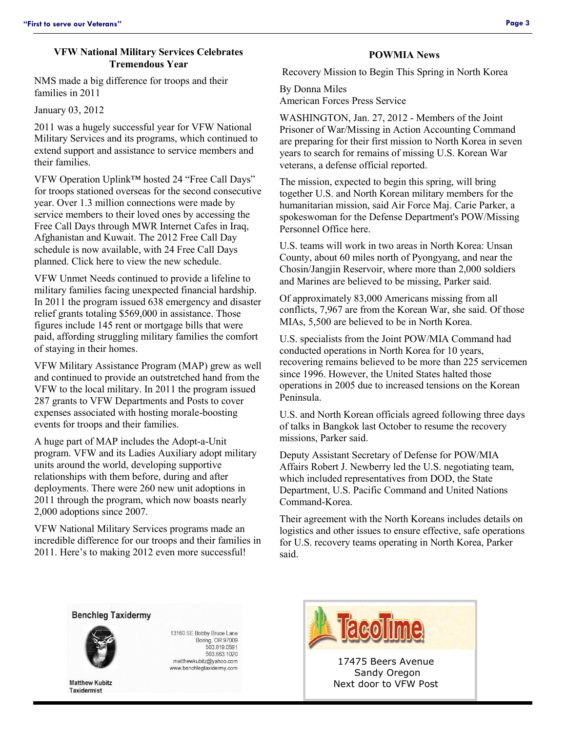## VFW National Military Services Celebrates Tremendous Year

NMS made a big difference for troops and their families in 2011

January 03, 2012

2011 was a hugely successful year for VFW National Military Services and its programs, which continued to extend support and assistance to service members and their families.

VFW Operation Uplink™ hosted 24 "Free Call Days" for troops stationed overseas for the second consecutive year. Over 1.3 million connections were made by service members to their loved ones by accessing the Free Call Days through MWR Internet Cafes in Iraq, Afghanistan and Kuwait. The 2012 Free Call Day schedule is now available, with 24 Free Call Days planned. Click here to view the new schedule.

VFW Unmet Needs continued to provide a lifeline to military families facing unexpected financial hardship. In 2011 the program issued 638 emergency and disaster relief grants totaling $569,000 in assistance. Those figures include 145 rent or mortgage bills that were paid, affording struggling military families the comfort of staying in their homes.

VFW Military Assistance Program (MAP) grew as well and continued to provide an outstretched hand from the VFW to the local military. In 2011 the program issued 287 grants to VFW Departments and Posts to cover expenses associated with hosting morale-boosting events for troops and their families.

A huge part of MAP includes the Adopt-a-Unit program. VFW and its Ladies Auxiliary adopt military units around the world, developing supportive relationships with them before, during and after deployments. There were 260 new unit adoptions in 2011 through the program, which now boasts nearly 2,000 adoptions since 2007.

VFW National Military Services programs made an incredible difference for our troops and their families in 2011. Here's to making 2012 even more successful!

## POWMIA News

Recovery Mission to Begin This Spring in North Korea

By Donna Miles
American Forces Press Service

WASHINGTON, Jan. 27, 2012 - Members of the Joint Prisoner of War/Missing in Action Accounting Command are preparing for their first mission to North Korea in seven years to search for remains of missing U.S. Korean War veterans, a defense official reported.

The mission, expected to begin this spring, will bring together U.S. and North Korean military members for the humanitarian mission, said Air Force Maj. Carie Parker, a spokeswoman for the Defense Department's POW/Missing Personnel Office here.

U.S. teams will work in two areas in North Korea: Unsan County, about 60 miles north of Pyongyang, and near the Chosin/Jangjin Reservoir, where more than 2,000 soldiers and Marines are believed to be missing, Parker said.

Of approximately 83,000 Americans missing from all conflicts, 7,967 are from the Korean War, she said. Of those MIAs, 5,500 are believed to be in North Korea.

U.S. specialists from the Joint POW/MIA Command had conducted operations in North Korea for 10 years, recovering remains believed to be more than 225 servicemen since 1996. However, the United States halted those operations in 2005 due to increased tensions on the Korean Peninsula.

U.S. and North Korean officials agreed following three days of talks in Bangkok last October to resume the recovery missions, Parker said.

Deputy Assistant Secretary of Defense for POW/MIA Affairs Robert J. Newberry led the U.S. negotiating team, which included representatives from DOD, the State Department, U.S. Pacific Command and United Nations Command-Korea.

Their agreement with the North Koreans includes details on logistics and other issues to ensure effective, safe operations for U.S. recovery teams operating in North Korea, Parker said.

**Benchleg Taxidermy**

13160 SE Bobby Bruce Lane
Boring, OR 97009
503.819.0591
503.663.1020
matthewkubitz@yahoo.com
www.benchlegtaxidermy.com

Matthew Kubitz
Taxidermist

**TacoTime**

17475 Beers Avenue
Sandy Oregon
Next door to VFW Post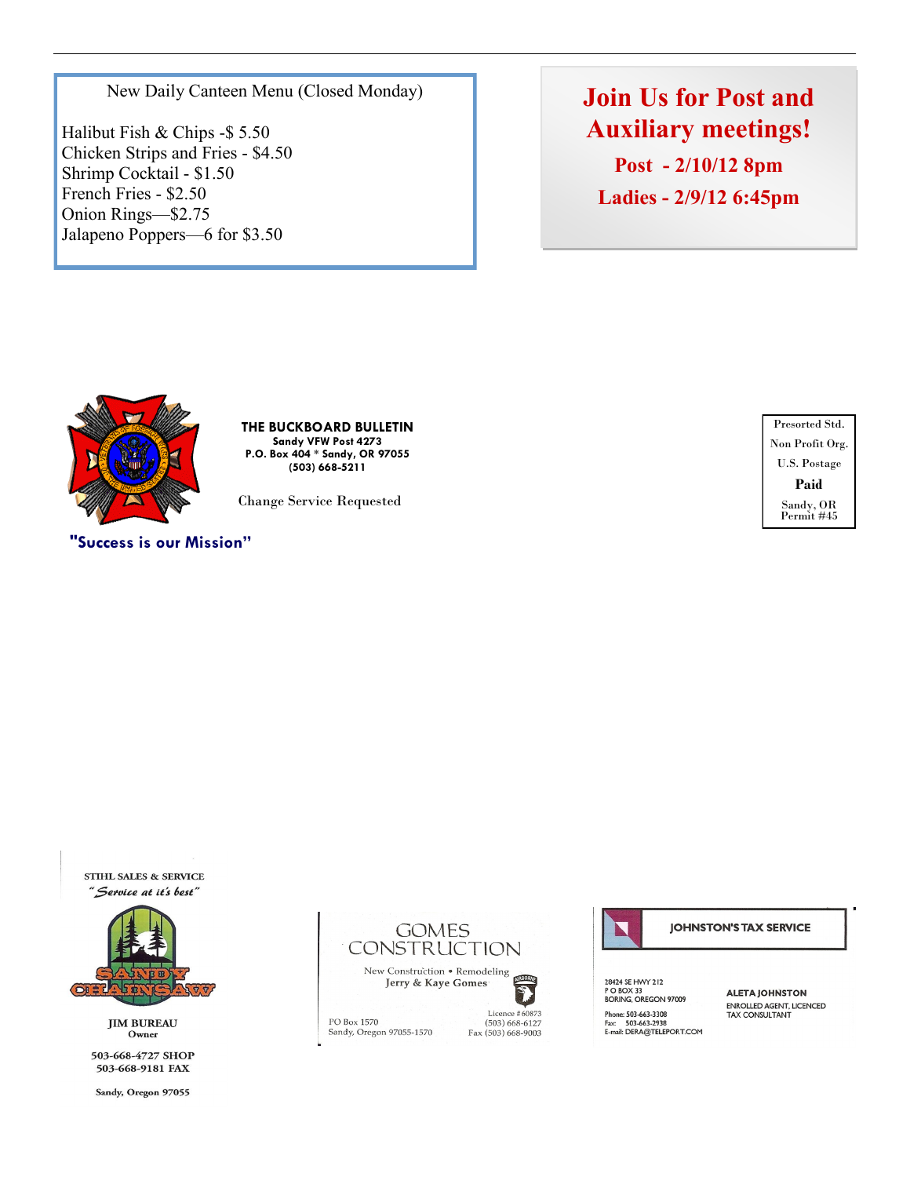New Daily Canteen Menu (Closed Monday)

Halibut Fish & Chips -$ 5.50
Chicken Strips and Fries - $4.50
Shrimp Cocktail - $1.50
French Fries - $2.50
Onion Rings—$2.75
Jalapeno Poppers—6 for $3.50

## Join Us for Post and Auxiliary meetings!

**Post - 2/10/12 8pm**

**Ladies - 2/9/12 6:45pm**

**THE BUCKBOARD BULLETIN**
**Sandy VFW Post 4273**
**P.O. Box 404 * Sandy, OR 97055**
**(503) 668-5211**

Change Service Requested

**"Success is our Mission"**

Presorted Std.
Non Profit Org.
U.S. Postage
**Paid**
Sandy, OR
Permit #45

STIHL SALES & SERVICE
*"Service at it's best"*
SANDY CHAINSAW
JIM BUREAU
Owner
503-668-4727 SHOP
503-668-9181 FAX
Sandy, Oregon 97055

GOMES CONSTRUCTION
New Construction • Remodeling
Jerry & Kaye Gomes
PO Box 1570
Sandy, Oregon 97055-1570
Licence # 60873
(503) 668-6127
Fax (503) 668-9003

JOHNSTON'S TAX SERVICE
28424 SE HWY 212
P O BOX 33
BORING, OREGON 97009
Phone: 503-663-3308
Fax: 503-663-2938
E-mail: DERA@TELEPORT.COM
ALETA JOHNSTON
ENROLLED AGENT, LICENCED TAX CONSULTANT